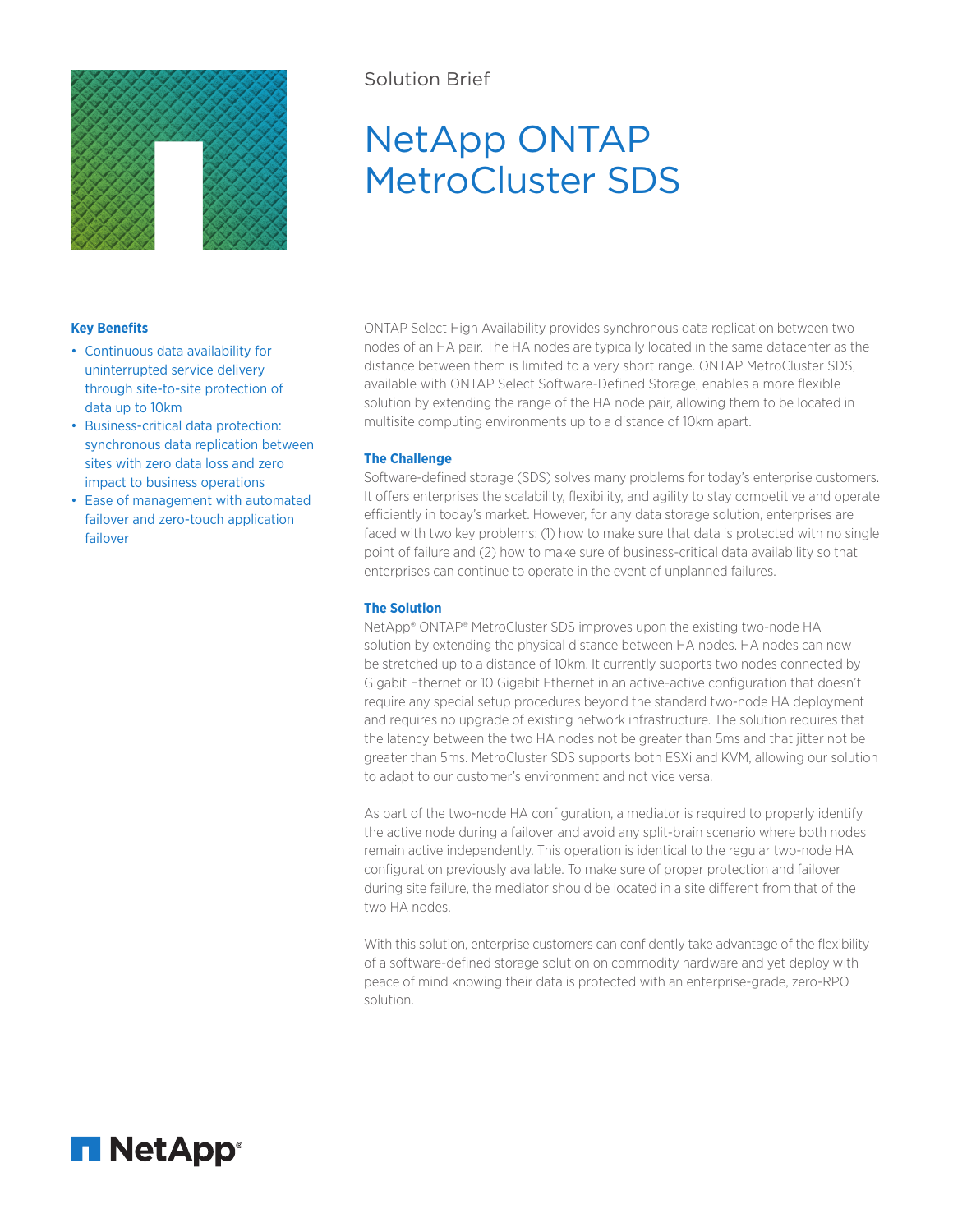Solution Brief

# NetApp ONTAP MetroCluster SDS

**Key Benefits**

- Continuous data availability for uninterrupted service delivery through site-to-site protection of data up to 10km
- Business-critical data protection: synchronous data replication between sites with zero data loss and zero impact to business operations
- Ease of management with automated failover and zero-touch application failover

ONTAP Select High Availability provides synchronous data replication between two nodes of an HA pair. The HA nodes are typically located in the same datacenter as the distance between them is limited to a very short range. ONTAP MetroCluster SDS, available with ONTAP Select Software-Defined Storage, enables a more flexible solution by extending the range of the HA node pair, allowing them to be located in multisite computing environments up to a distance of 10km apart.

## The Challenge

Software-defined storage (SDS) solves many problems for today's enterprise customers. It offers enterprises the scalability, flexibility, and agility to stay competitive and operate efficiently in today's market. However, for any data storage solution, enterprises are faced with two key problems: (1) how to make sure that data is protected with no single point of failure and (2) how to make sure of business-critical data availability so that enterprises can continue to operate in the event of unplanned failures.

## The Solution

NetApp® ONTAP® MetroCluster SDS improves upon the existing two-node HA solution by extending the physical distance between HA nodes. HA nodes can now be stretched up to a distance of 10km. It currently supports two nodes connected by Gigabit Ethernet or 10 Gigabit Ethernet in an active-active configuration that doesn't require any special setup procedures beyond the standard two-node HA deployment and requires no upgrade of existing network infrastructure. The solution requires that the latency between the two HA nodes not be greater than 5ms and that jitter not be greater than 5ms. MetroCluster SDS supports both ESXi and KVM, allowing our solution to adapt to our customer's environment and not vice versa.

As part of the two-node HA configuration, a mediator is required to properly identify the active node during a failover and avoid any split-brain scenario where both nodes remain active independently. This operation is identical to the regular two-node HA configuration previously available. To make sure of proper protection and failover during site failure, the mediator should be located in a site different from that of the two HA nodes.

With this solution, enterprise customers can confidently take advantage of the flexibility of a software-defined storage solution on commodity hardware and yet deploy with peace of mind knowing their data is protected with an enterprise-grade, zero-RPO solution.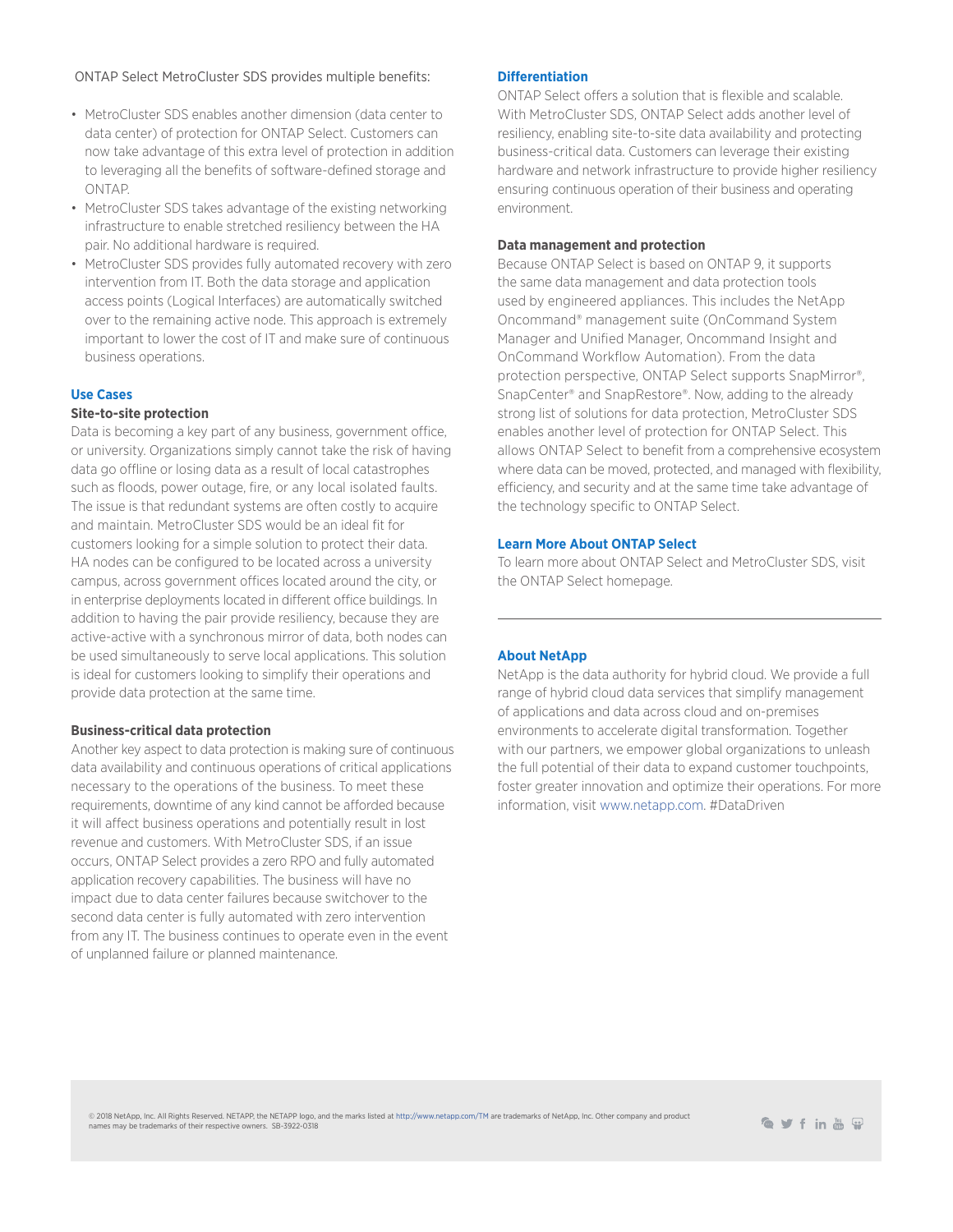ONTAP Select MetroCluster SDS provides multiple benefits:

- MetroCluster SDS enables another dimension (data center to data center) of protection for ONTAP Select. Customers can now take advantage of this extra level of protection in addition to leveraging all the benefits of software-defined storage and ONTAP.
- MetroCluster SDS takes advantage of the existing networking infrastructure to enable stretched resiliency between the HA pair. No additional hardware is required.
- MetroCluster SDS provides fully automated recovery with zero intervention from IT. Both the data storage and application access points (Logical Interfaces) are automatically switched over to the remaining active node. This approach is extremely important to lower the cost of IT and make sure of continuous business operations.

## Use Cases

### Site-to-site protection

Data is becoming a key part of any business, government office, or university. Organizations simply cannot take the risk of having data go offline or losing data as a result of local catastrophes such as floods, power outage, fire, or any local isolated faults. The issue is that redundant systems are often costly to acquire and maintain. MetroCluster SDS would be an ideal fit for customers looking for a simple solution to protect their data. HA nodes can be configured to be located across a university campus, across government offices located around the city, or in enterprise deployments located in different office buildings. In addition to having the pair provide resiliency, because they are active-active with a synchronous mirror of data, both nodes can be used simultaneously to serve local applications. This solution is ideal for customers looking to simplify their operations and provide data protection at the same time.

### Business-critical data protection

Another key aspect to data protection is making sure of continuous data availability and continuous operations of critical applications necessary to the operations of the business. To meet these requirements, downtime of any kind cannot be afforded because it will affect business operations and potentially result in lost revenue and customers. With MetroCluster SDS, if an issue occurs, ONTAP Select provides a zero RPO and fully automated application recovery capabilities. The business will have no impact due to data center failures because switchover to the second data center is fully automated with zero intervention from any IT. The business continues to operate even in the event of unplanned failure or planned maintenance.

## Differentiation

ONTAP Select offers a solution that is flexible and scalable. With MetroCluster SDS, ONTAP Select adds another level of resiliency, enabling site-to-site data availability and protecting business-critical data. Customers can leverage their existing hardware and network infrastructure to provide higher resiliency ensuring continuous operation of their business and operating environment.

### Data management and protection

Because ONTAP Select is based on ONTAP 9, it supports the same data management and data protection tools used by engineered appliances. This includes the NetApp Oncommand® management suite (OnCommand System Manager and Unified Manager, Oncommand Insight and OnCommand Workflow Automation). From the data protection perspective, ONTAP Select supports SnapMirror®, SnapCenter® and SnapRestore®. Now, adding to the already strong list of solutions for data protection, MetroCluster SDS enables another level of protection for ONTAP Select. This allows ONTAP Select to benefit from a comprehensive ecosystem where data can be moved, protected, and managed with flexibility, efficiency, and security and at the same time take advantage of the technology specific to ONTAP Select.

## Learn More About ONTAP Select

To learn more about ONTAP Select and MetroCluster SDS, visit the ONTAP Select homepage.

---

## About NetApp

NetApp is the data authority for hybrid cloud. We provide a full range of hybrid cloud data services that simplify management of applications and data across cloud and on-premises environments to accelerate digital transformation. Together with our partners, we empower global organizations to unleash the full potential of their data to expand customer touchpoints, foster greater innovation and optimize their operations. For more information, visit www.netapp.com. #DataDriven

© 2018 NetApp, Inc. All Rights Reserved. NETAPP, the NETAPP logo, and the marks listed at http://www.netapp.com/TM are trademarks of NetApp, Inc. Other company and product names may be trademarks of their respective owners. SB-3922-0318